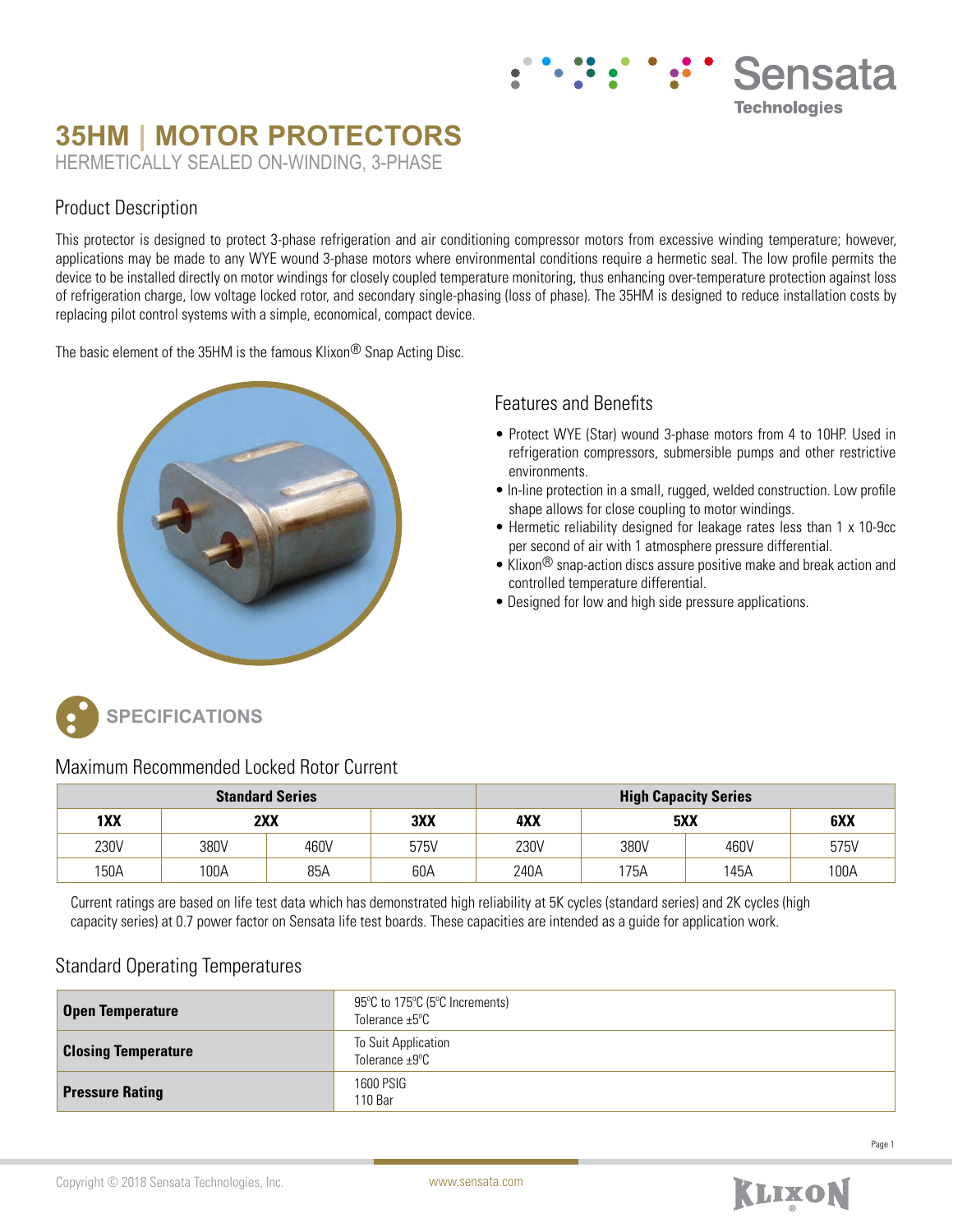# 35HM | MOTOR PROTECTORS

HERMETICALLY SEALED ON-WINDING, 3-PHASE

## Product Description

This protector is designed to protect 3-phase refrigeration and air conditioning compressor motors from excessive winding temperature; however, applications may be made to any WYE wound 3-phase motors where environmental conditions require a hermetic seal. The low profile permits the device to be installed directly on motor windings for closely coupled temperature monitoring, thus enhancing over-temperature protection against loss of refrigeration charge, low voltage locked rotor, and secondary single-phasing (loss of phase). The 35HM is designed to reduce installation costs by replacing pilot control systems with a simple, economical, compact device.

The basic element of the 35HM is the famous Klixon® Snap Acting Disc.

## Features and Benefits

- Protect WYE (Star) wound 3-phase motors from 4 to 10HP. Used in refrigeration compressors, submersible pumps and other restrictive environments.
- In-line protection in a small, rugged, welded construction. Low profile shape allows for close coupling to motor windings.
- Hermetic reliability designed for leakage rates less than 1 x 10-9cc per second of air with 1 atmosphere pressure differential.
- Klixon® snap-action discs assure positive make and break action and controlled temperature differential.
- Designed for low and high side pressure applications.

## SPECIFICATIONS

### Maximum Recommended Locked Rotor Current

| Standard Series | | | | High Capacity Series | | | |
|---|---|---|---|---|---|---|---|
| 1XX | 2XX | | 3XX | 4XX | 5XX | | 6XX |
| 230V | 380V | 460V | 575V | 230V | 380V | 460V | 575V |
| 150A | 100A | 85A | 60A | 240A | 175A | 145A | 100A |

Current ratings are based on life test data which has demonstrated high reliability at 5K cycles (standard series) and 2K cycles (high capacity series) at 0.7 power factor on Sensata life test boards. These capacities are intended as a guide for application work.

### Standard Operating Temperatures

| | |
|---|---|
| **Open Temperature** | 95ºC to 175ºC (5ºC Increments)<br>Tolerance ±5ºC |
| **Closing Temperature** | To Suit Application<br>Tolerance ±9ºC |
| **Pressure Rating** | 1600 PSIG<br>110 Bar |

Copyright © 2018 Sensata Technologies, Inc. www.sensata.com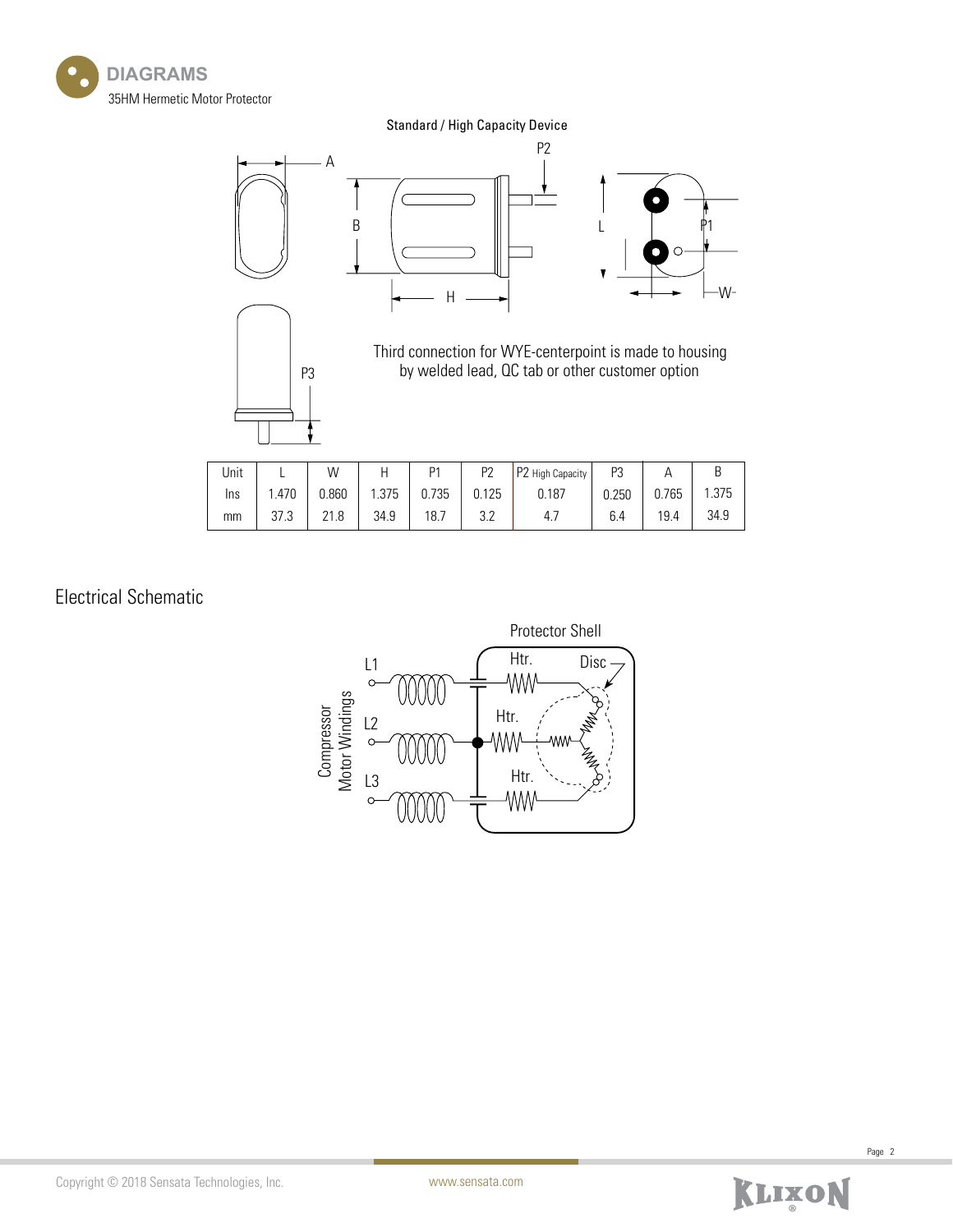## DIAGRAMS

35HM Hermetic Motor Protector

Standard / High Capacity Device

Third connection for WYE-centerpoint is made to housing by welded lead, QC tab or other customer option

| Unit | L | W | H | P1 | P2 | P2 High Capacity | P3 | A | B |
|---|---|---|---|---|---|---|---|---|---|
| Ins | 1.470 | 0.860 | 1.375 | 0.735 | 0.125 | 0.187 | 0.250 | 0.765 | 1.375 |
| mm | 37.3 | 21.8 | 34.9 | 18.7 | 3.2 | 4.7 | 6.4 | 19.4 | 34.9 |

## Electrical Schematic

Protector Shell

Compressor Motor Windings

L1, L2, L3

Htr. Htr. Htr. Disc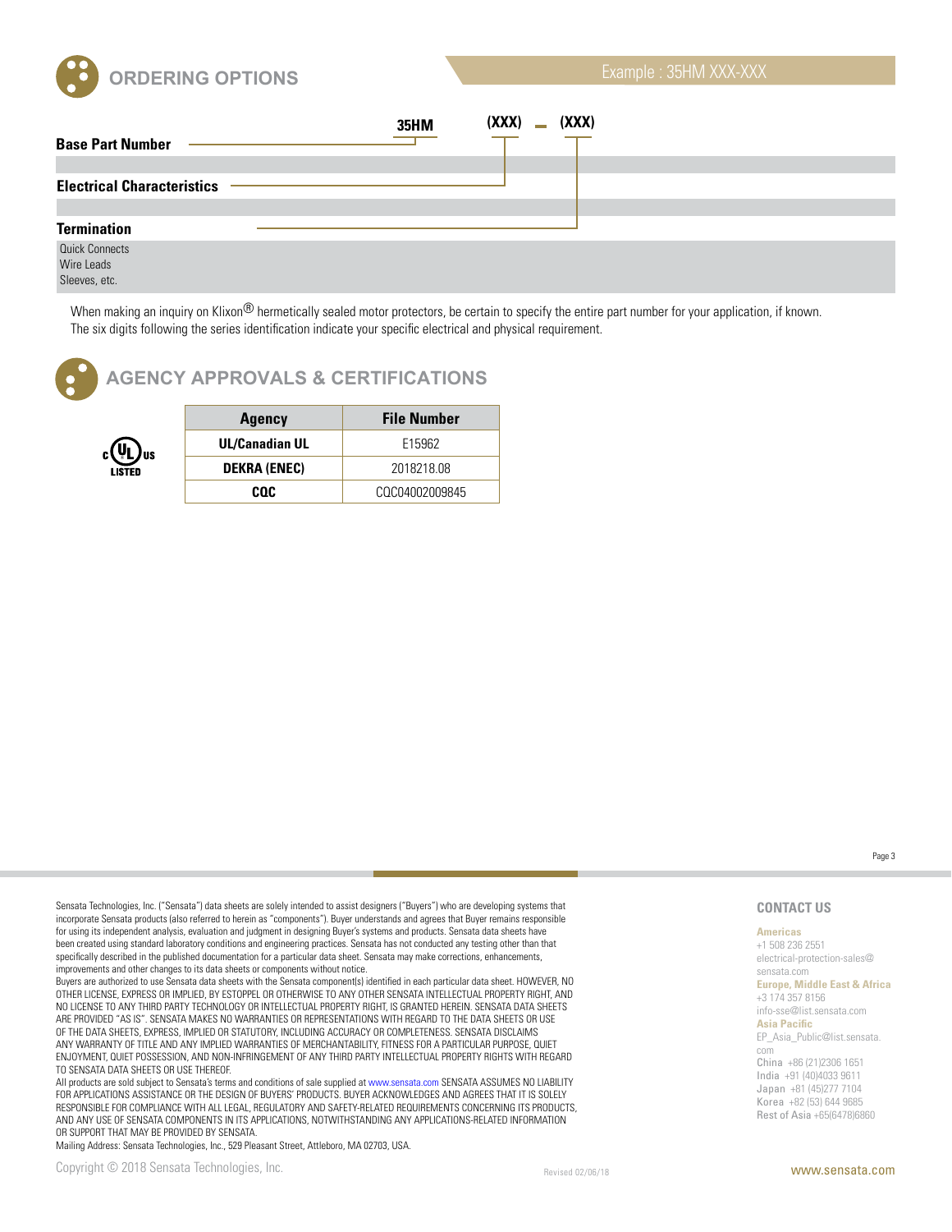## ORDERING OPTIONS

Example : 35HM XXX-XXX

35HM (XXX) – (XXX)

**Base Part Number**

**Electrical Characteristics**

**Termination**

Quick Connects
Wire Leads
Sleeves, etc.

When making an inquiry on Klixon® hermetically sealed motor protectors, be certain to specify the entire part number for your application, if known. The six digits following the series identification indicate your specific electrical and physical requirement.

## AGENCY APPROVALS & CERTIFICATIONS

c UL us LISTED

| Agency | File Number |
|---|---|
| UL/Canadian UL | E15962 |
| DEKRA (ENEC) | 2018218.08 |
| CQC | CQC04002009845 |

Sensata Technologies, Inc. ("Sensata") data sheets are solely intended to assist designers ("Buyers") who are developing systems that incorporate Sensata products (also referred to herein as "components"). Buyer understands and agrees that Buyer remains responsible for using its independent analysis, evaluation and judgment in designing Buyer's systems and products. Sensata data sheets have been created using standard laboratory conditions and engineering practices. Sensata has not conducted any testing other than that specifically described in the published documentation for a particular data sheet. Sensata may make corrections, enhancements, improvements and other changes to its data sheets or components without notice.

Buyers are authorized to use Sensata data sheets with the Sensata component(s) identified in each particular data sheet. HOWEVER, NO OTHER LICENSE, EXPRESS OR IMPLIED, BY ESTOPPEL OR OTHERWISE TO ANY OTHER SENSATA INTELLECTUAL PROPERTY RIGHT, AND NO LICENSE TO ANY THIRD PARTY TECHNOLOGY OR INTELLECTUAL PROPERTY RIGHT, IS GRANTED HEREIN. SENSATA DATA SHEETS ARE PROVIDED "AS IS". SENSATA MAKES NO WARRANTIES OR REPRESENTATIONS WITH REGARD TO THE DATA SHEETS OR USE OF THE DATA SHEETS, EXPRESS, IMPLIED OR STATUTORY, INCLUDING ACCURACY OR COMPLETENESS. SENSATA DISCLAIMS ANY WARRANTY OF TITLE AND ANY IMPLIED WARRANTIES OF MERCHANTABILITY, FITNESS FOR A PARTICULAR PURPOSE, QUIET ENJOYMENT, QUIET POSSESSION, AND NON-INFRINGEMENT OF ANY THIRD PARTY INTELLECTUAL PROPERTY RIGHTS WITH REGARD TO SENSATA DATA SHEETS OR USE THEREOF.

All products are sold subject to Sensata's terms and conditions of sale supplied at www.sensata.com SENSATA ASSUMES NO LIABILITY FOR APPLICATIONS ASSISTANCE OR THE DESIGN OF BUYERS' PRODUCTS. BUYER ACKNOWLEDGES AND AGREES THAT IT IS SOLELY RESPONSIBLE FOR COMPLIANCE WITH ALL LEGAL, REGULATORY AND SAFETY-RELATED REQUIREMENTS CONCERNING ITS PRODUCTS, AND ANY USE OF SENSATA COMPONENTS IN ITS APPLICATIONS, NOTWITHSTANDING ANY APPLICATIONS-RELATED INFORMATION OR SUPPORT THAT MAY BE PROVIDED BY SENSATA.

Mailing Address: Sensata Technologies, Inc., 529 Pleasant Street, Attleboro, MA 02703, USA.

### CONTACT US

**Americas**
+1 508 236 2551
electrical-protection-sales@sensata.com

**Europe, Middle East & Africa**
+3 174 357 8156
info-sse@list.sensata.com

**Asia Pacific**
EP_Asia_Public@list.sensata.com
China +86 (21)2306 1651
India +91 (40)4033 9611
Japan +81 (45)277 7104
Korea +82 (53) 644 9685
Rest of Asia +65(6478)6860

Copyright © 2018 Sensata Technologies, Inc.

Revised 02/06/18

www.sensata.com